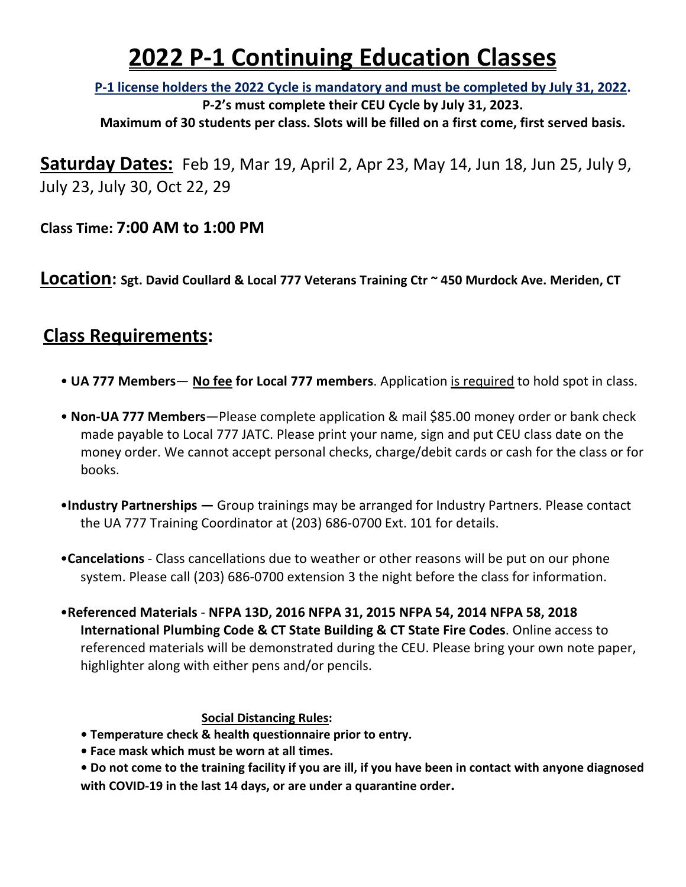# 2022 P-1 Continuing Education Classes

**P-1 license holders the 2022 Cycle is mandatory and must be completed by July 31, 2022.**

**P-2's must complete their CEU Cycle by July 31, 2023.**

**Maximum of 30 students per class. Slots will be filled on a first come, first served basis.**

**Saturday Dates:** Feb 19, Mar 19, April 2, Apr 23, May 14, Jun 18, Jun 25, July 9, July 23, July 30, Oct 22, 29

**Class Time: 7:00 AM to 1:00 PM**

**Location: Sgt. David Coullard & Local 777 Veterans Training Ctr ~ 450 Murdock Ave. Meriden, CT**

## Class Requirements:

- **UA 777 Members**— **No fee for Local 777 members**. Application is required to hold spot in class.
- **Non-UA 777 Members**—Please complete application & mail $85.00 money order or bank check made payable to Local 777 JATC. Please print your name, sign and put CEU class date on the money order. We cannot accept personal checks, charge/debit cards or cash for the class or for books.
- **Industry Partnerships —** Group trainings may be arranged for Industry Partners. Please contact the UA 777 Training Coordinator at (203) 686-0700 Ext. 101 for details.
- **Cancelations** - Class cancellations due to weather or other reasons will be put on our phone system. Please call (203) 686-0700 extension 3 the night before the class for information.
- **Referenced Materials** - **NFPA 13D, 2016 NFPA 31, 2015 NFPA 54, 2014 NFPA 58, 2018 International Plumbing Code & CT State Building & CT State Fire Codes**. Online access to referenced materials will be demonstrated during the CEU. Please bring your own note paper, highlighter along with either pens and/or pencils.

**Social Distancing Rules:**

- **Temperature check & health questionnaire prior to entry.**
- **Face mask which must be worn at all times.**
- **Do not come to the training facility if you are ill, if you have been in contact with anyone diagnosed with COVID-19 in the last 14 days, or are under a quarantine order.**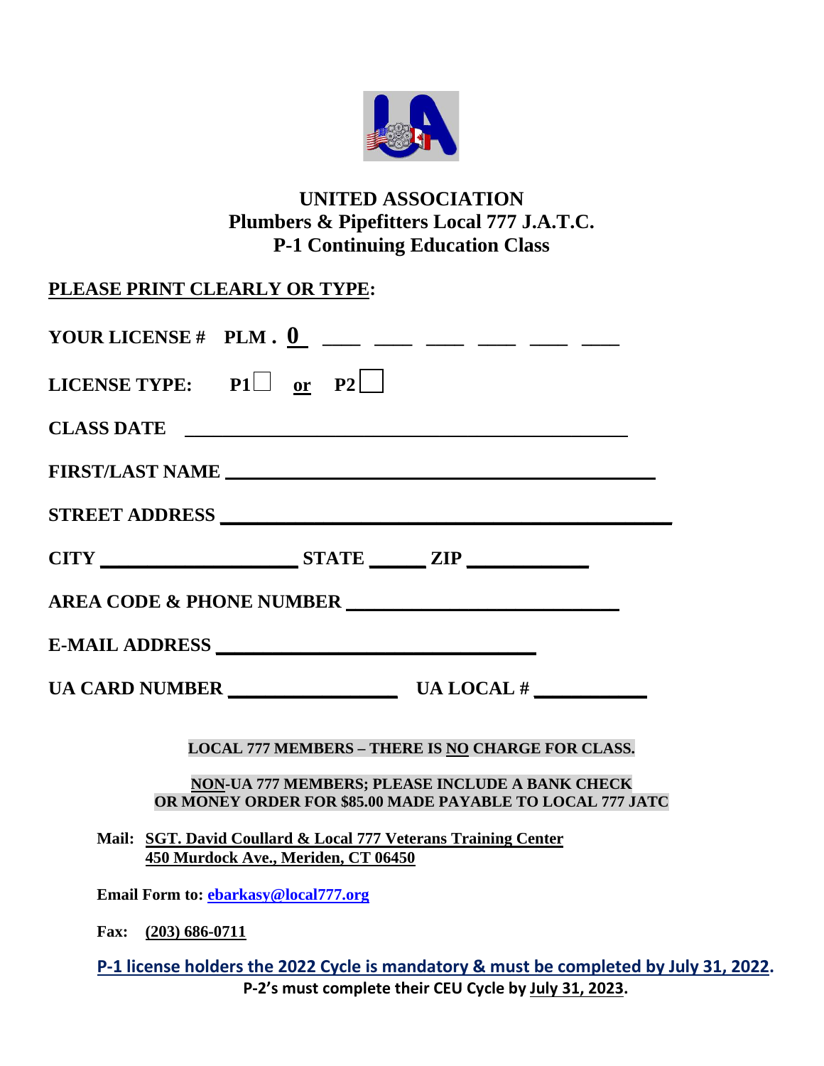# UNITED ASSOCIATION
## Plumbers & Pipefitters Local 777 J.A.T.C.
## P-1 Continuing Education Class

**PLEASE PRINT CLEARLY OR TYPE:**

**YOUR LICENSE # PLM . 0 ___ ___ ___ ___ ___ ___**

**LICENSE TYPE: P1☐ or P2☐**

**CLASS DATE** ______________________________

**FIRST/LAST NAME** ______________________________

**STREET ADDRESS** ______________________________

**CITY** ________________ **STATE** ______ **ZIP** ____________

**AREA CODE & PHONE NUMBER** ______________________________

**E-MAIL ADDRESS** ______________________________

**UA CARD NUMBER** ________________ **UA LOCAL #** ____________

**LOCAL 777 MEMBERS – THERE IS NO CHARGE FOR CLASS.**

**NON-UA 777 MEMBERS; PLEASE INCLUDE A BANK CHECK OR MONEY ORDER FOR $85.00 MADE PAYABLE TO LOCAL 777 JATC**

**Mail:** **SGT. David Coullard & Local 777 Veterans Training Center**
**450 Murdock Ave., Meriden, CT 06450**

**Email Form to:** **ebarkasy@local777.org**

**Fax:** **(203) 686-0711**

**P-1 license holders the 2022 Cycle is mandatory & must be completed by July 31, 2022.**

**P-2's must complete their CEU Cycle by July 31, 2023.**